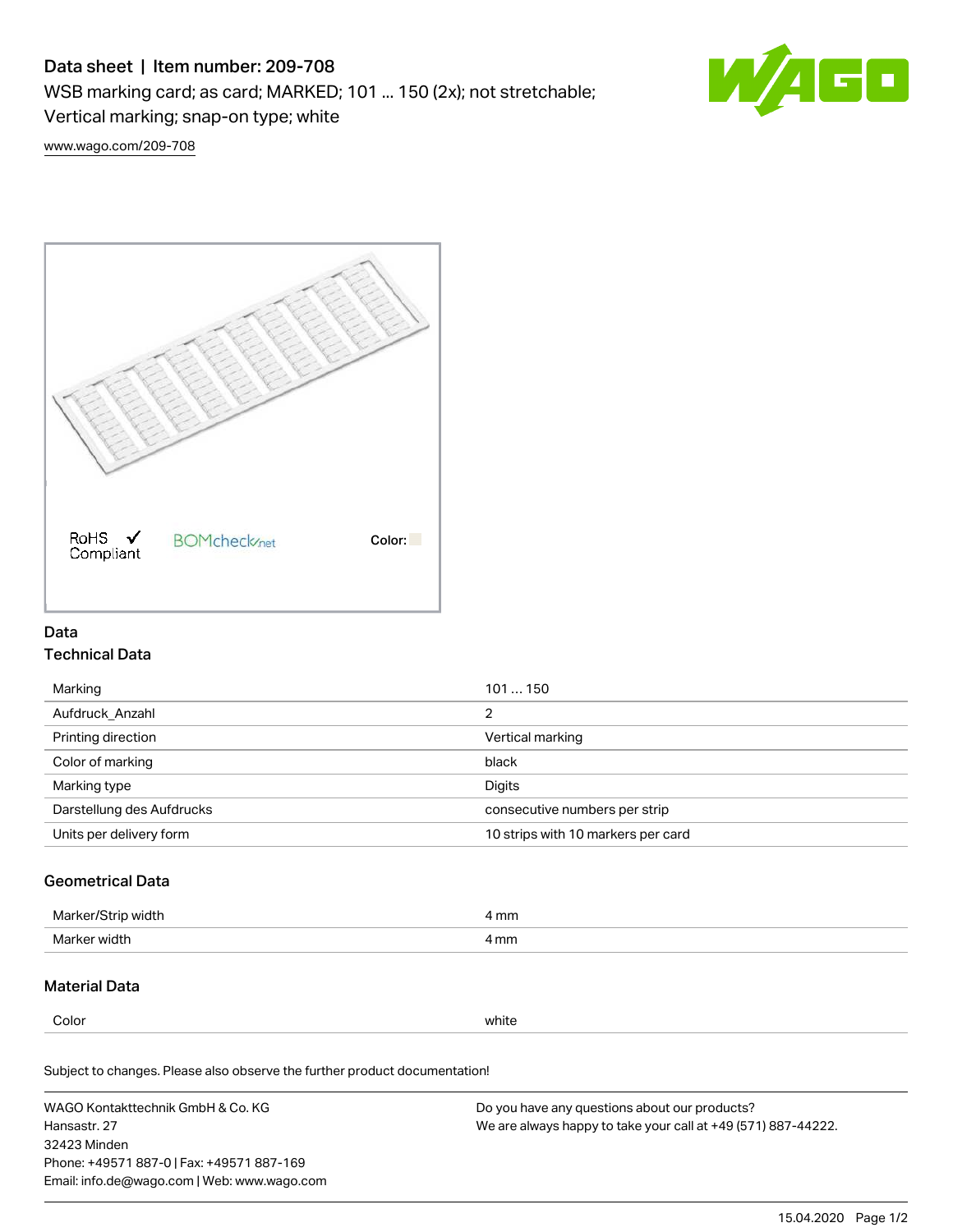# Data sheet | Item number: 209-708

WSB marking card; as card; MARKED; 101 ... 150 (2x); not stretchable; Vertical marking; snap-on type; white

www.wago.com/209-708

RoHS ✓ Compliant    BOMcheck.net    Color:

## Data

### Technical Data

| | |
|---|---|
| Marking | 101 … 150 |
| Aufdruck_Anzahl | 2 |
| Printing direction | Vertical marking |
| Color of marking | black |
| Marking type | Digits |
| Darstellung des Aufdrucks | consecutive numbers per strip |
| Units per delivery form | 10 strips with 10 markers per card |

### Geometrical Data

| | |
|---|---|
| Marker/Strip width | 4 mm |
| Marker width | 4 mm |

### Material Data

| | |
|---|---|
| Color | white |

Subject to changes. Please also observe the further product documentation!

WAGO Kontakttechnik GmbH & Co. KG
Hansastr. 27
32423 Minden
Phone: +49571 887-0 | Fax: +49571 887-169
Email: info.de@wago.com | Web: www.wago.com

Do you have any questions about our products?
We are always happy to take your call at +49 (571) 887-44222.

15.04.2020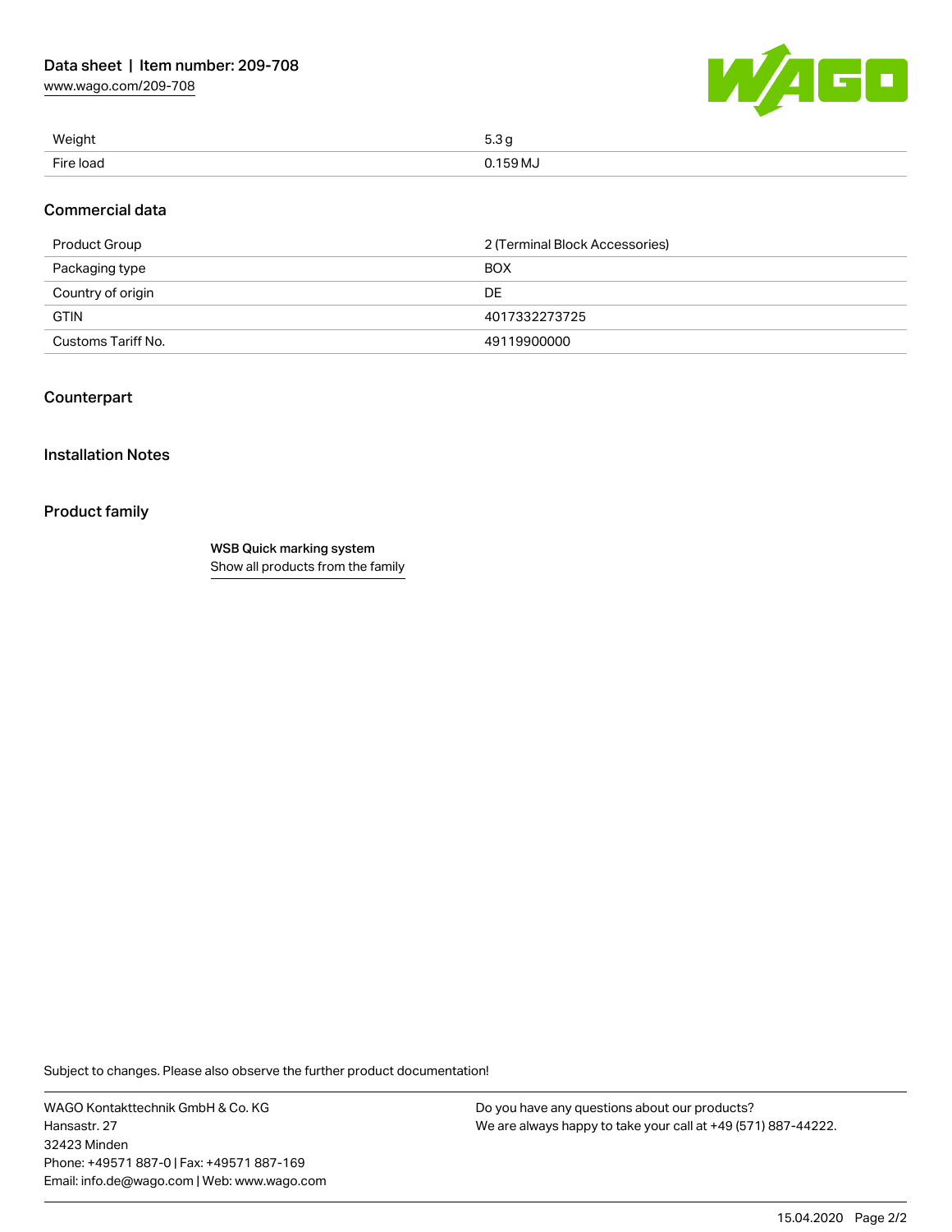| | |
|---|---|
| Weight | 5.3 g |
| Fire load | 0.159 MJ |

## Commercial data

| | |
|---|---|
| Product Group | 2 (Terminal Block Accessories) |
| Packaging type | BOX |
| Country of origin | DE |
| GTIN | 4017332273725 |
| Customs Tariff No. | 49119900000 |

## Counterpart

## Installation Notes

## Product family

**WSB Quick marking system**
Show all products from the family

Subject to changes. Please also observe the further product documentation!

WAGO Kontakttechnik GmbH & Co. KG
Hansastr. 27
32423 Minden
Phone: +49571 887-0 | Fax: +49571 887-169
Email: info.de@wago.com | Web: www.wago.com

Do you have any questions about our products?
We are always happy to take your call at +49 (571) 887-44222.